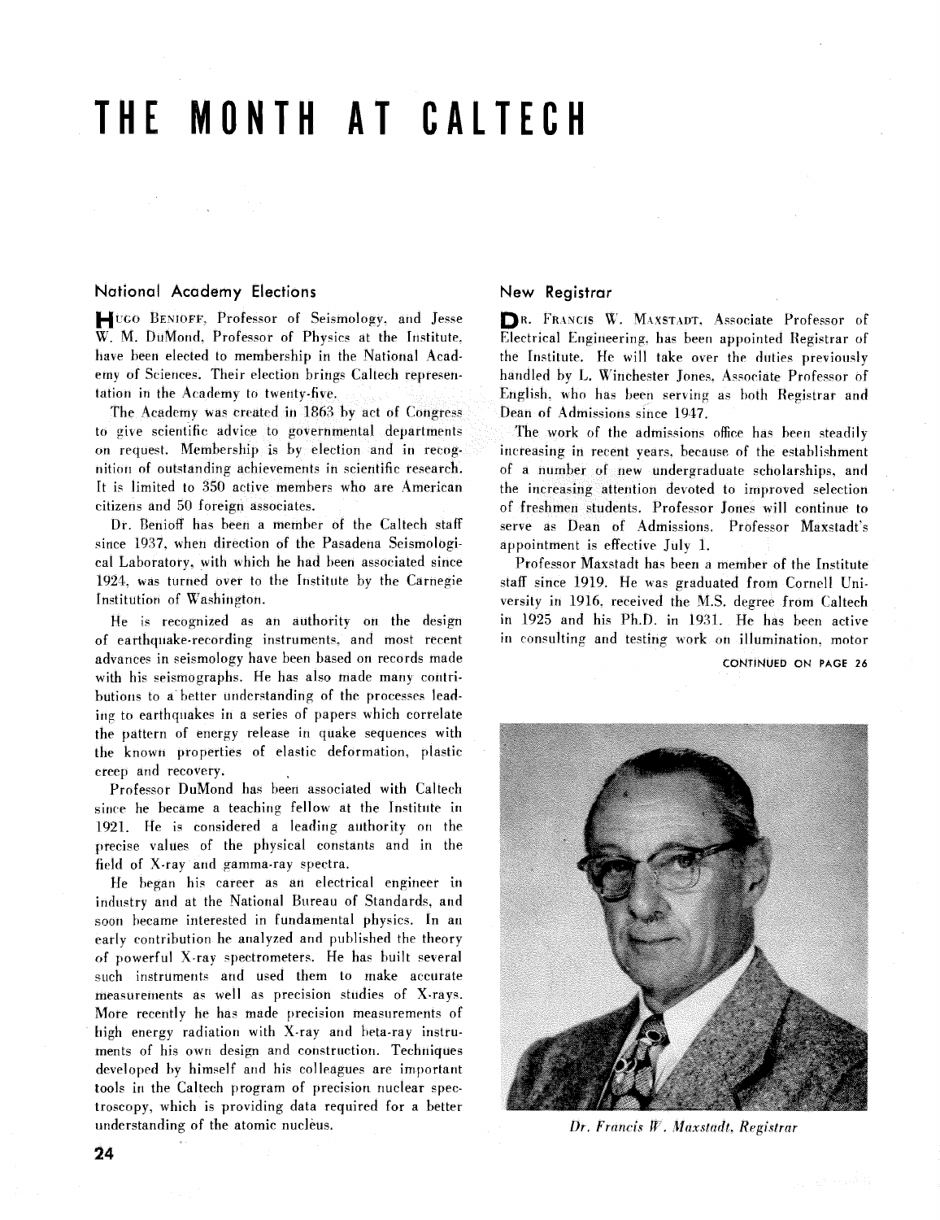# THE MONTH AT CALTECH

## National Academy Elections

Hugo Benioff, Professor of Seismology, and Jesse W. M. DuMond, Professor of Physics at the Institute, have been elected to membership in the National Academy of Sciences. Their election brings Caltech representation in the Academy to twenty-five.

The Academy was created in 1863 by act of Congress to give scientific advice to governmental departments on request. Membership is by election and in recognition of outstanding achievements in scientific research. It is limited to 350 active members who are American citizens and 50 foreign associates.

Dr. Benioff has been a member of the Caltech staff since 1937, when direction of the Pasadena Seismological Laboratory, with which he had been associated since 1924, was turned over to the Institute by the Carnegie Institution of Washington.

He is recognized as an authority on the design of earthquake-recording instruments, and most recent advances in seismology have been based on records made with his seismographs. He has also made many contributions to a better understanding of the processes leading to earthquakes in a series of papers which correlate the pattern of energy release in quake sequences with the known properties of elastic deformation, plastic creep and recovery.

Professor DuMond has been associated with Caltech since he became a teaching fellow at the Institute in 1921. He is considered a leading authority on the precise values of the physical constants and in the field of X-ray and gamma-ray spectra.

He began his career as an electrical engineer in industry and at the National Bureau of Standards, and soon became interested in fundamental physics. In an early contribution he analyzed and published the theory of powerful X-ray spectrometers. He has built several such instruments and used them to make accurate measurements as well as precision studies of X-rays. More recently he has made precision measurements of high energy radiation with X-ray and beta-ray instruments of his own design and construction. Techniques developed by himself and his colleagues are important tools in the Caltech program of precision nuclear spectroscopy, which is providing data required for a better understanding of the atomic nucleus.

## New Registrar

Dr. Francis W. Maxstadt, Associate Professor of Electrical Engineering, has been appointed Registrar of the Institute. He will take over the duties previously handled by L. Winchester Jones, Associate Professor of English, who has been serving as both Registrar and Dean of Admissions since 1947.

The work of the admissions office has been steadily increasing in recent years, because of the establishment of a number of new undergraduate scholarships, and the increasing attention devoted to improved selection of freshmen students. Professor Jones will continue to serve as Dean of Admissions. Professor Maxstadt's appointment is effective July 1.

Professor Maxstadt has been a member of the Institute staff since 1919. He was graduated from Cornell University in 1916, received the M.S. degree from Caltech in 1925 and his Ph.D. in 1931. He has been active in consulting and testing work on illumination, motor

CONTINUED ON PAGE 26

*Dr. Francis W. Maxstadt, Registrar*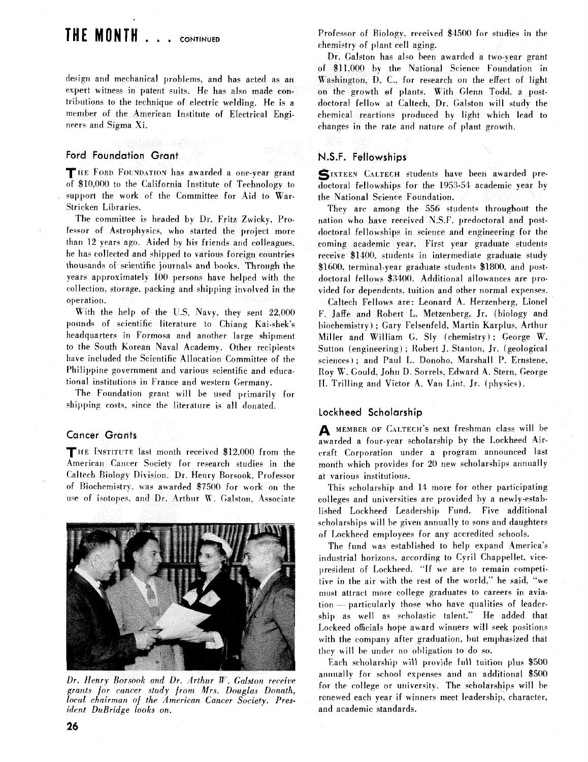design and mechanical problems, and has acted as an expert witness in patent suits. He has also made contributions to the technique of electric welding. He is a member of the American Institute of Electrical Engineers and Sigma Xi.

## Ford Foundation Grant

The Ford Foundation has awarded a one-year grant of $10,000 to the California Institute of Technology to support the work of the Committee for Aid to War-Stricken Libraries.

The committee is headed by Dr. Fritz Zwicky, Professor of Astrophysics, who started the project more than 12 years ago. Aided by his friends and colleagues, he has collected and shipped to various foreign countries thousands of scientific journals and books. Through the years approximately 100 persons have helped with the collection, storage, packing and shipping involved in the operation.

With the help of the U.S. Navy, they sent 22,000 pounds of scientific literature to Chiang Kai-shek's headquarters in Formosa and another large shipment to the South Korean Naval Academy. Other recipients have included the Scientific Allocation Committee of the Philippine government and various scientific and educational institutions in France and western Germany.

The Foundation grant will be used primarily for shipping costs, since the literature is all donated.

## Cancer Grants

The Institute last month received $12,000 from the American Cancer Society for research studies in the Caltech Biology Division. Dr. Henry Borsook, Professor of Biochemistry, was awarded $7500 for work on the use of isotopes, and Dr. Arthur W. Galston, Associate Professor of Biology, received $4500 for studies in the chemistry of plant cell aging.

*Dr. Henry Borsook and Dr. Arthur W. Galston receive grants for cancer study from Mrs. Douglas Donath, local chairman of the American Cancer Society. President DuBridge looks on.*

Dr. Galston has also been awarded a two-year grant of $11,000 by the National Science Foundation in Washington, D. C., for research on the effect of light on the growth of plants. With Glenn Todd, a post-doctoral fellow at Caltech, Dr. Galston will study the chemical reactions produced by light which lead to changes in the rate and nature of plant growth.

## N.S.F. Fellowships

Sixteen Caltech students have been awarded predoctoral fellowships for the 1953-54 academic year by the National Science Foundation.

They are among the 556 students throughout the nation who have received N.S.F. predoctoral and post-doctoral fellowships in science and engineering for the coming academic year. First year graduate students receive $1400, students in intermediate graduate study $1600, terminal-year graduate students $1800, and post-doctoral fellows $3400. Additional allowances are provided for dependents, tuition and other normal expenses.

Caltech Fellows are: Leonard A. Herzenberg, Lionel F. Jaffe and Robert L. Metzenberg, Jr. (biology and biochemistry); Gary Felsenfeld, Martin Karplus, Arthur Miller and William G. Sly (chemistry); George W. Sutton (engineering); Robert J. Stanton, Jr. (geological sciences); and Paul L. Donoho, Marshall P. Ernstene, Roy W. Gould, John D. Sorrels, Edward A. Stern, George H. Trilling and Victor A. Van Lint, Jr. (physics).

## Lockheed Scholarship

A member of Caltech's next freshman class will be awarded a four-year scholarship by the Lockheed Aircraft Corporation under a program announced last month which provides for 20 new scholarships annually at various institutions.

This scholarship and 14 more for other participating colleges and universities are provided by a newly-established Lockheed Leadership Fund. Five additional scholarships will be given annually to sons and daughters of Lockheed employees for any accredited schools.

The fund was established to help expand America's industrial horizons, according to Cyril Chappellet, vice-president of Lockheed. "If we are to remain competitive in the air with the rest of the world," he said, "we must attract more college graduates to careers in aviation — particularly those who have qualities of leadership as well as scholastic talent." He added that Lockeed officials hope award winners will seek positions with the company after graduation, but emphasized that they will be under no obligation to do so.

Each scholarship will provide full tuition plus $500 annually for school expenses and an additional $500 for the college or university. The scholarships will be renewed each year if winners meet leadership, character, and academic standards.